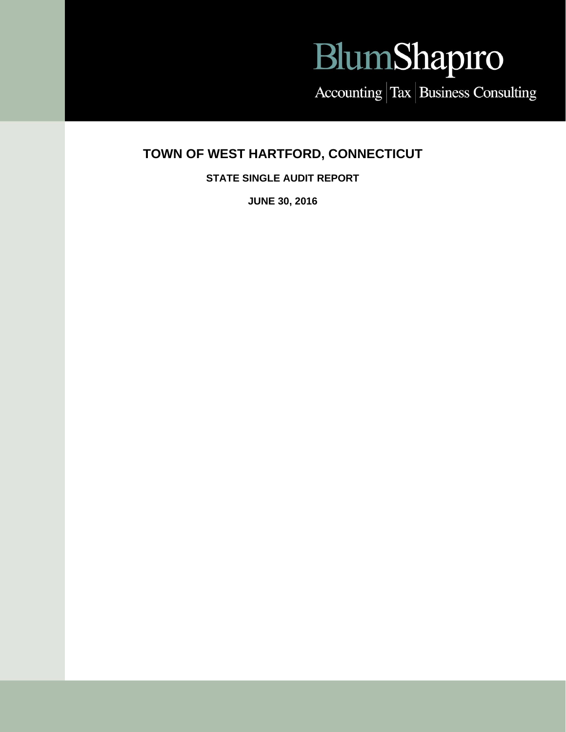BlumShapiro

Accounting | Tax | Business Consulting

# TOWN OF WEST HARTFORD, CONNECTICUT

## STATE SINGLE AUDIT REPORT

## JUNE 30, 2016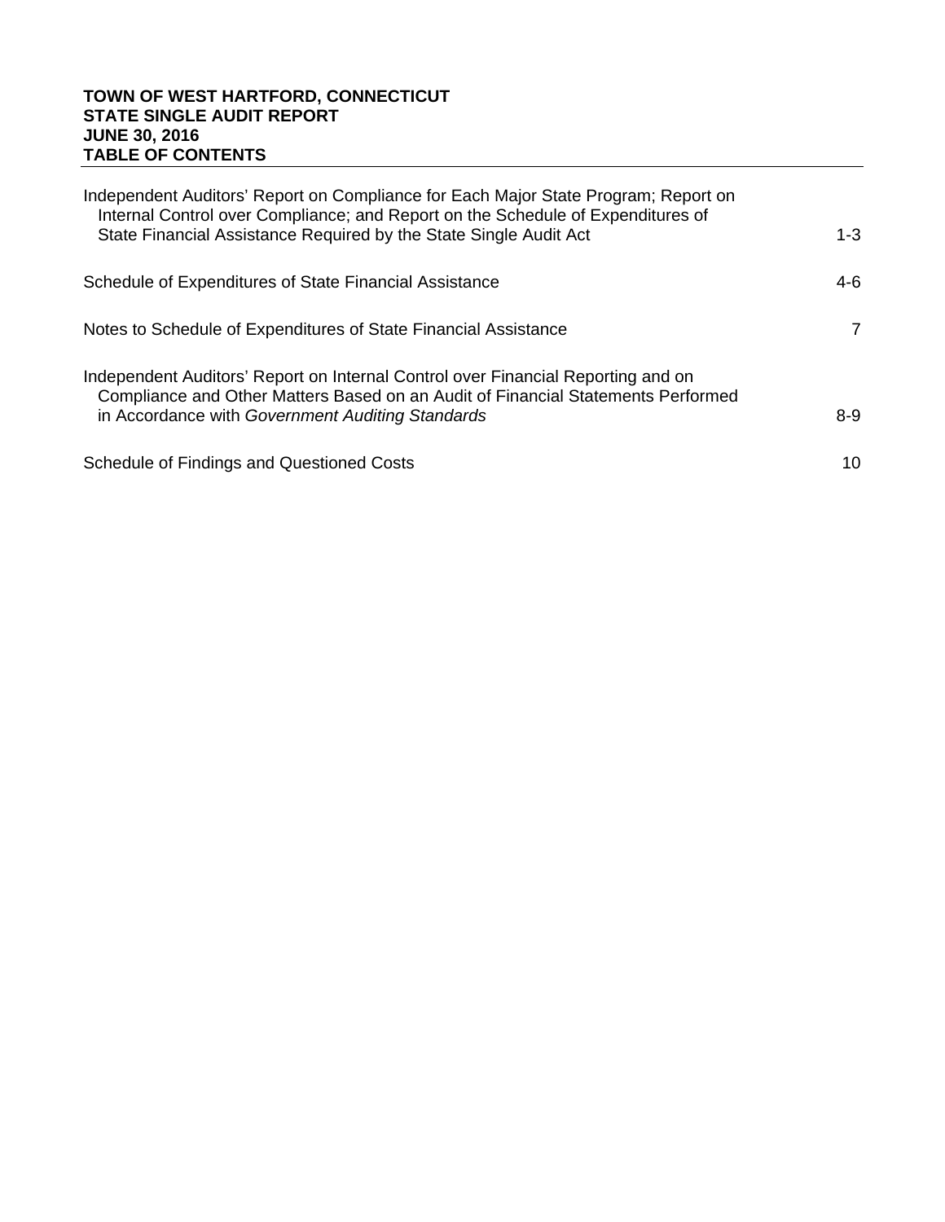**TOWN OF WEST HARTFORD, CONNECTICUT**
**STATE SINGLE AUDIT REPORT**
**JUNE 30, 2016**
**TABLE OF CONTENTS**

| | |
|---|---|
| Independent Auditors' Report on Compliance for Each Major State Program; Report on Internal Control over Compliance; and Report on the Schedule of Expenditures of State Financial Assistance Required by the State Single Audit Act | 1-3 |
| Schedule of Expenditures of State Financial Assistance | 4-6 |
| Notes to Schedule of Expenditures of State Financial Assistance | 7 |
| Independent Auditors' Report on Internal Control over Financial Reporting and on Compliance and Other Matters Based on an Audit of Financial Statements Performed in Accordance with *Government Auditing Standards* | 8-9 |
| Schedule of Findings and Questioned Costs | 10 |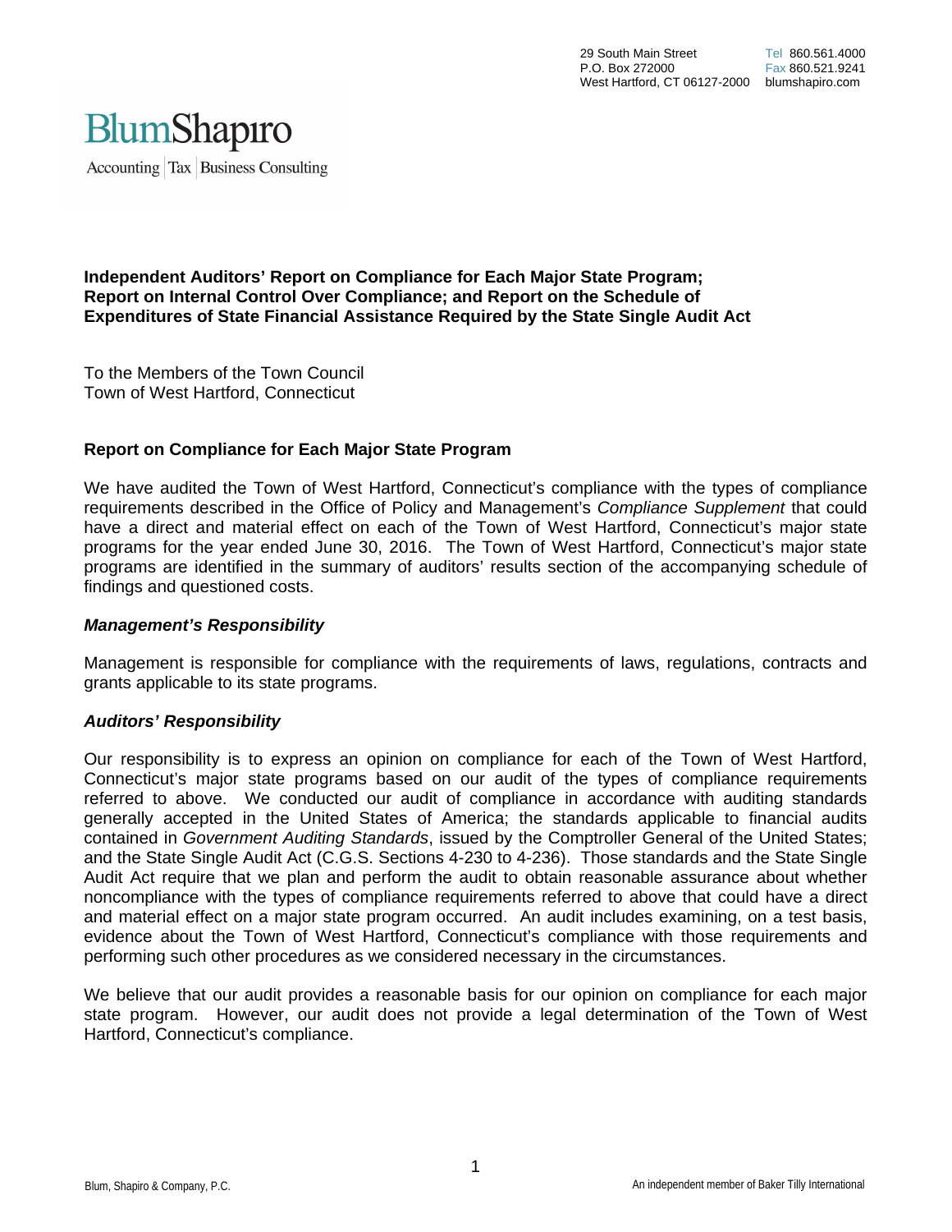29 South Main Street
P.O. Box 272000
West Hartford, CT 06127-2000

Tel 860.561.4000
Fax 860.521.9241
blumshapiro.com

BlumShapiro
Accounting | Tax | Business Consulting

**Independent Auditors' Report on Compliance for Each Major State Program; Report on Internal Control Over Compliance; and Report on the Schedule of Expenditures of State Financial Assistance Required by the State Single Audit Act**

To the Members of the Town Council
Town of West Hartford, Connecticut

## Report on Compliance for Each Major State Program

We have audited the Town of West Hartford, Connecticut's compliance with the types of compliance requirements described in the Office of Policy and Management's *Compliance Supplement* that could have a direct and material effect on each of the Town of West Hartford, Connecticut's major state programs for the year ended June 30, 2016. The Town of West Hartford, Connecticut's major state programs are identified in the summary of auditors' results section of the accompanying schedule of findings and questioned costs.

### *Management's Responsibility*

Management is responsible for compliance with the requirements of laws, regulations, contracts and grants applicable to its state programs.

### *Auditors' Responsibility*

Our responsibility is to express an opinion on compliance for each of the Town of West Hartford, Connecticut's major state programs based on our audit of the types of compliance requirements referred to above. We conducted our audit of compliance in accordance with auditing standards generally accepted in the United States of America; the standards applicable to financial audits contained in *Government Auditing Standards*, issued by the Comptroller General of the United States; and the State Single Audit Act (C.G.S. Sections 4-230 to 4-236). Those standards and the State Single Audit Act require that we plan and perform the audit to obtain reasonable assurance about whether noncompliance with the types of compliance requirements referred to above that could have a direct and material effect on a major state program occurred. An audit includes examining, on a test basis, evidence about the Town of West Hartford, Connecticut's compliance with those requirements and performing such other procedures as we considered necessary in the circumstances.

We believe that our audit provides a reasonable basis for our opinion on compliance for each major state program. However, our audit does not provide a legal determination of the Town of West Hartford, Connecticut's compliance.

Blum, Shapiro & Company, P.C.

An independent member of Baker Tilly International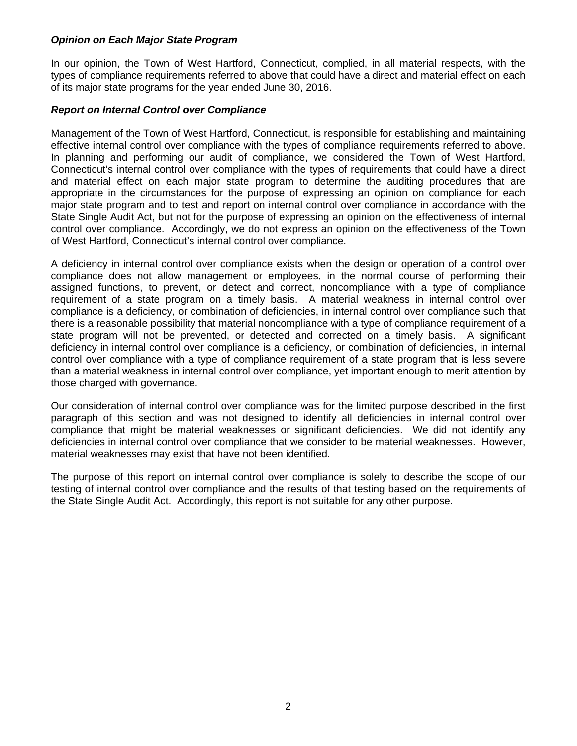***Opinion on Each Major State Program***

In our opinion, the Town of West Hartford, Connecticut, complied, in all material respects, with the types of compliance requirements referred to above that could have a direct and material effect on each of its major state programs for the year ended June 30, 2016.

***Report on Internal Control over Compliance***

Management of the Town of West Hartford, Connecticut, is responsible for establishing and maintaining effective internal control over compliance with the types of compliance requirements referred to above. In planning and performing our audit of compliance, we considered the Town of West Hartford, Connecticut's internal control over compliance with the types of requirements that could have a direct and material effect on each major state program to determine the auditing procedures that are appropriate in the circumstances for the purpose of expressing an opinion on compliance for each major state program and to test and report on internal control over compliance in accordance with the State Single Audit Act, but not for the purpose of expressing an opinion on the effectiveness of internal control over compliance. Accordingly, we do not express an opinion on the effectiveness of the Town of West Hartford, Connecticut's internal control over compliance.

A deficiency in internal control over compliance exists when the design or operation of a control over compliance does not allow management or employees, in the normal course of performing their assigned functions, to prevent, or detect and correct, noncompliance with a type of compliance requirement of a state program on a timely basis. A material weakness in internal control over compliance is a deficiency, or combination of deficiencies, in internal control over compliance such that there is a reasonable possibility that material noncompliance with a type of compliance requirement of a state program will not be prevented, or detected and corrected on a timely basis. A significant deficiency in internal control over compliance is a deficiency, or combination of deficiencies, in internal control over compliance with a type of compliance requirement of a state program that is less severe than a material weakness in internal control over compliance, yet important enough to merit attention by those charged with governance.

Our consideration of internal control over compliance was for the limited purpose described in the first paragraph of this section and was not designed to identify all deficiencies in internal control over compliance that might be material weaknesses or significant deficiencies. We did not identify any deficiencies in internal control over compliance that we consider to be material weaknesses. However, material weaknesses may exist that have not been identified.

The purpose of this report on internal control over compliance is solely to describe the scope of our testing of internal control over compliance and the results of that testing based on the requirements of the State Single Audit Act. Accordingly, this report is not suitable for any other purpose.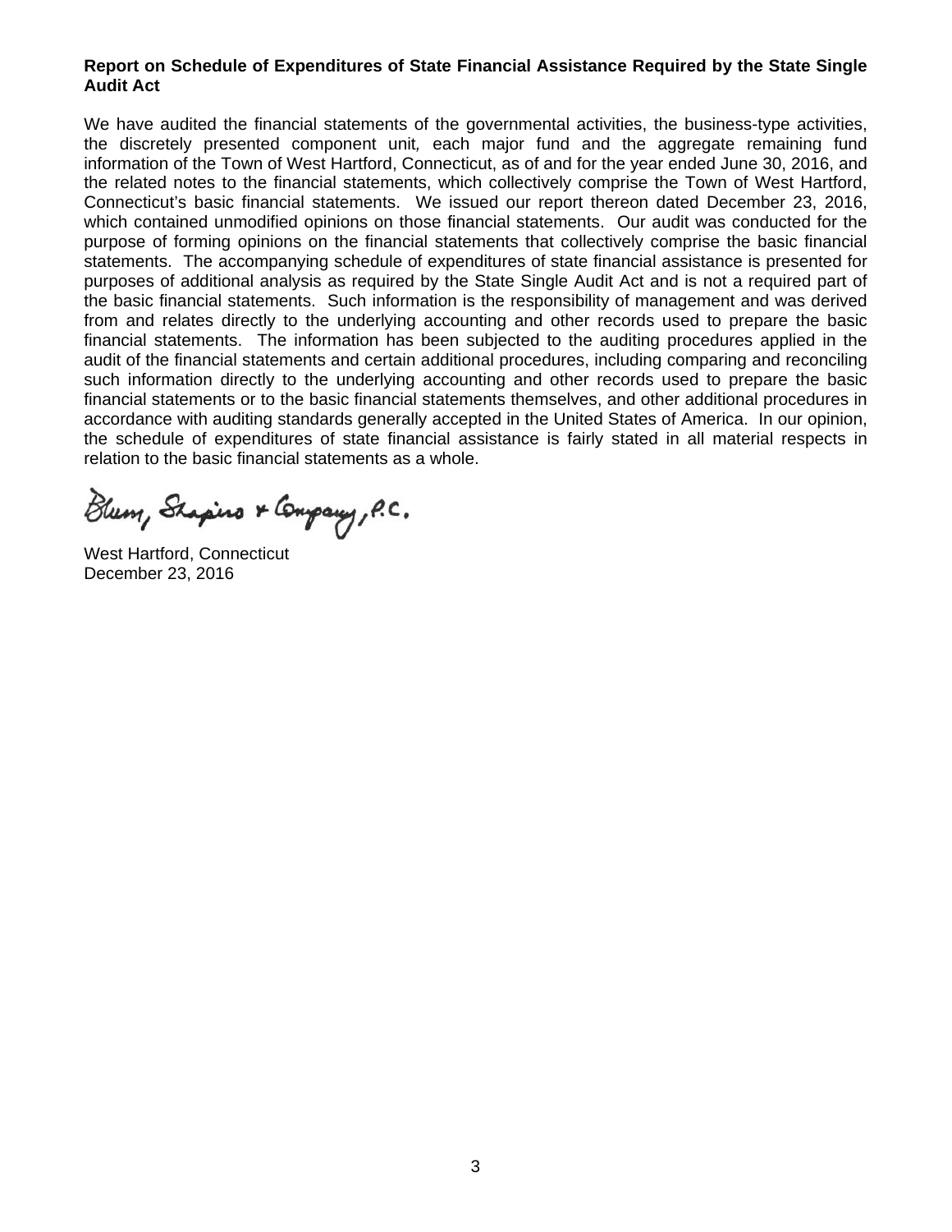**Report on Schedule of Expenditures of State Financial Assistance Required by the State Single Audit Act**

We have audited the financial statements of the governmental activities, the business-type activities, the discretely presented component unit, each major fund and the aggregate remaining fund information of the Town of West Hartford, Connecticut, as of and for the year ended June 30, 2016, and the related notes to the financial statements, which collectively comprise the Town of West Hartford, Connecticut's basic financial statements. We issued our report thereon dated December 23, 2016, which contained unmodified opinions on those financial statements. Our audit was conducted for the purpose of forming opinions on the financial statements that collectively comprise the basic financial statements. The accompanying schedule of expenditures of state financial assistance is presented for purposes of additional analysis as required by the State Single Audit Act and is not a required part of the basic financial statements. Such information is the responsibility of management and was derived from and relates directly to the underlying accounting and other records used to prepare the basic financial statements. The information has been subjected to the auditing procedures applied in the audit of the financial statements and certain additional procedures, including comparing and reconciling such information directly to the underlying accounting and other records used to prepare the basic financial statements or to the basic financial statements themselves, and other additional procedures in accordance with auditing standards generally accepted in the United States of America. In our opinion, the schedule of expenditures of state financial assistance is fairly stated in all material respects in relation to the basic financial statements as a whole.

Blum, Shapiro & Company, P.C.

West Hartford, Connecticut
December 23, 2016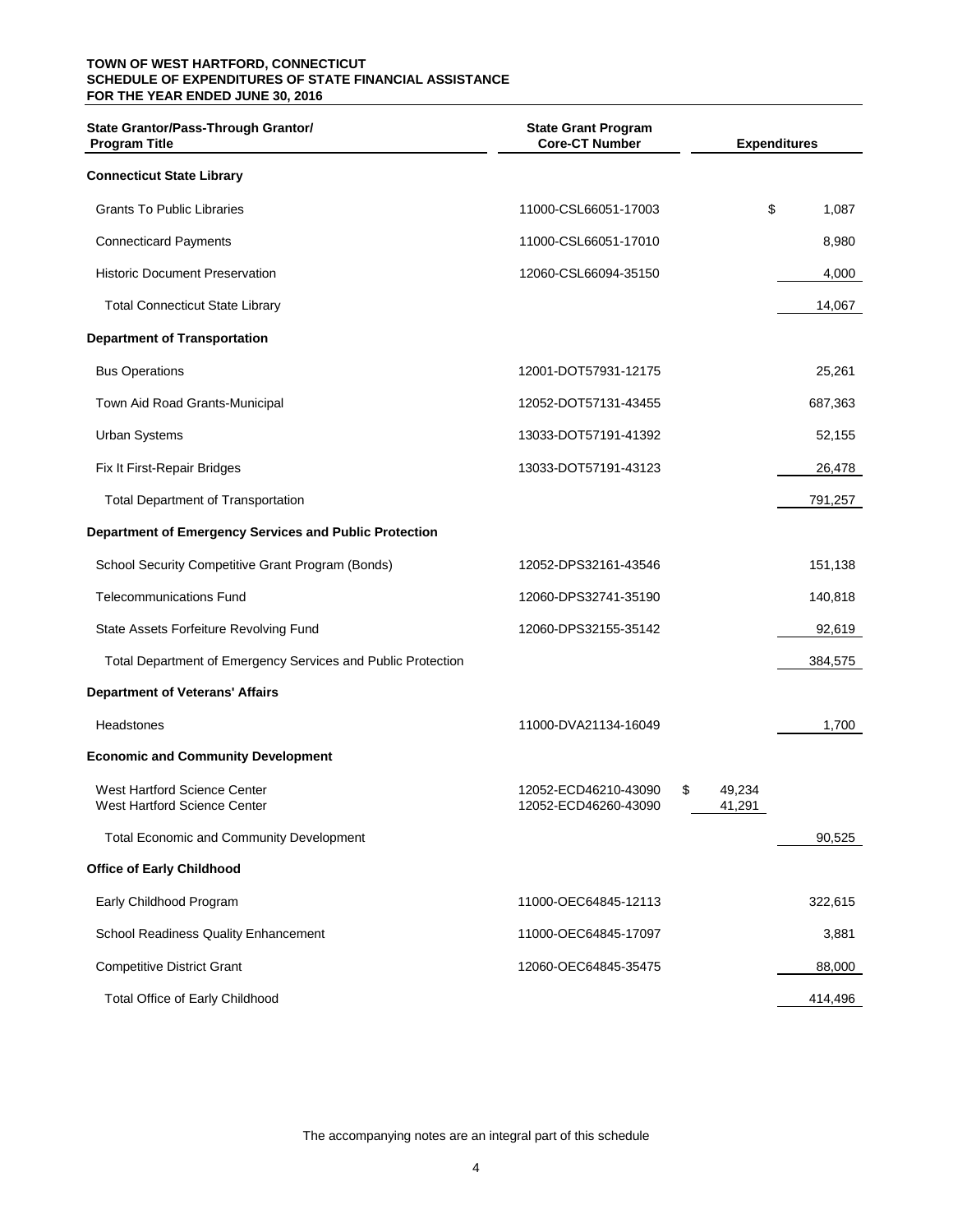**TOWN OF WEST HARTFORD, CONNECTICUT**
**SCHEDULE OF EXPENDITURES OF STATE FINANCIAL ASSISTANCE**
**FOR THE YEAR ENDED JUNE 30, 2016**

| State Grantor/Pass-Through Grantor/ Program Title | State Grant Program Core-CT Number | Expenditures | |
|---|---|---|---|
| **Connecticut State Library** | | | |
| Grants To Public Libraries | 11000-CSL66051-17003 | | $ 1,087 |
| Connecticard Payments | 11000-CSL66051-17010 | | 8,980 |
| Historic Document Preservation | 12060-CSL66094-35150 | | 4,000 |
| Total Connecticut State Library | | | 14,067 |
| **Department of Transportation** | | | |
| Bus Operations | 12001-DOT57931-12175 | | 25,261 |
| Town Aid Road Grants-Municipal | 12052-DOT57131-43455 | | 687,363 |
| Urban Systems | 13033-DOT57191-41392 | | 52,155 |
| Fix It First-Repair Bridges | 13033-DOT57191-43123 | | 26,478 |
| Total Department of Transportation | | | 791,257 |
| **Department of Emergency Services and Public Protection** | | | |
| School Security Competitive Grant Program (Bonds) | 12052-DPS32161-43546 | | 151,138 |
| Telecommunications Fund | 12060-DPS32741-35190 | | 140,818 |
| State Assets Forfeiture Revolving Fund | 12060-DPS32155-35142 | | 92,619 |
| Total Department of Emergency Services and Public Protection | | | 384,575 |
| **Department of Veterans' Affairs** | | | |
| Headstones | 11000-DVA21134-16049 | | 1,700 |
| **Economic and Community Development** | | | |
| West Hartford Science Center | 12052-ECD46210-43090 | $ 49,234 | |
| West Hartford Science Center | 12052-ECD46260-43090 | 41,291 | |
| Total Economic and Community Development | | | 90,525 |
| **Office of Early Childhood** | | | |
| Early Childhood Program | 11000-OEC64845-12113 | | 322,615 |
| School Readiness Quality Enhancement | 11000-OEC64845-17097 | | 3,881 |
| Competitive District Grant | 12060-OEC64845-35475 | | 88,000 |
| Total Office of Early Childhood | | | 414,496 |

The accompanying notes are an integral part of this schedule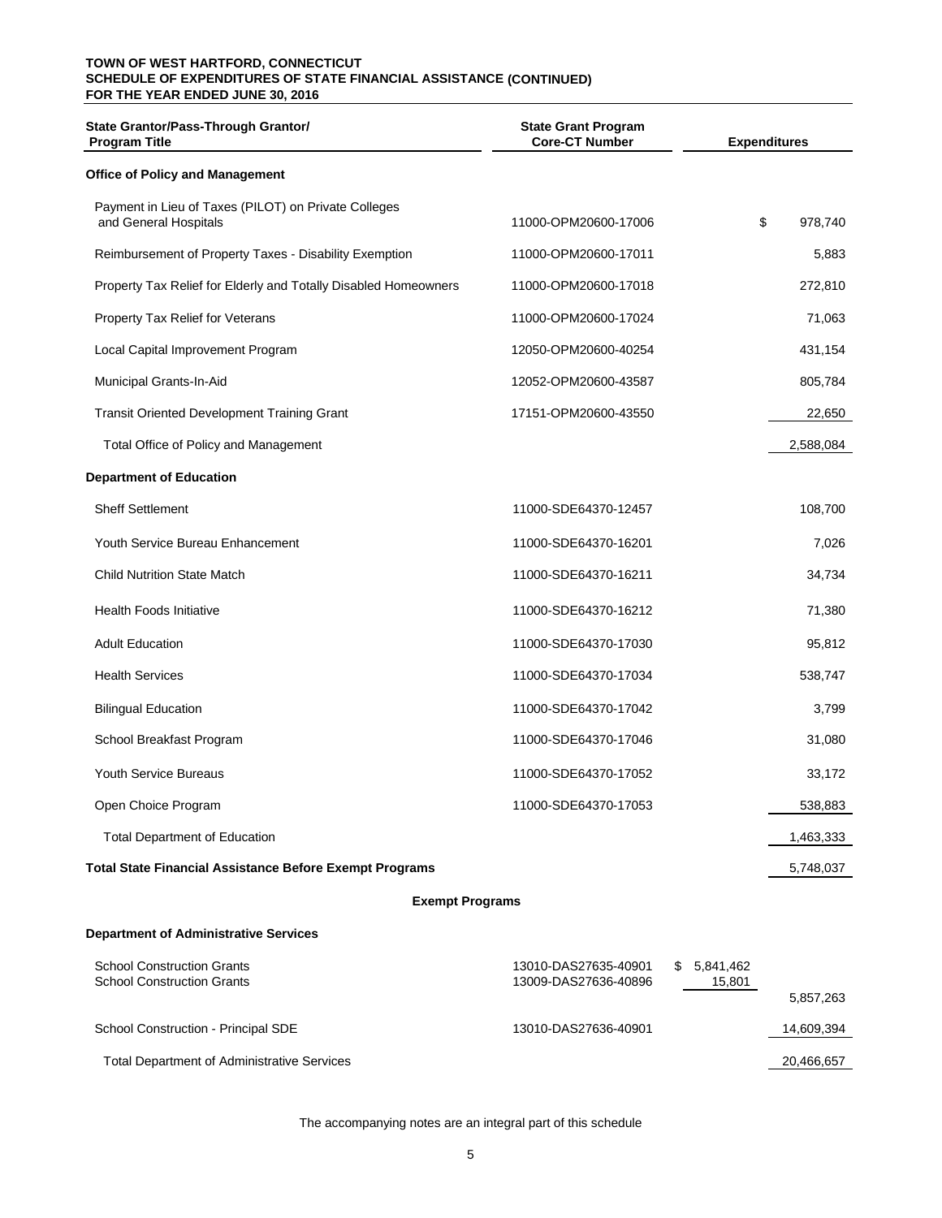**TOWN OF WEST HARTFORD, CONNECTICUT**
**SCHEDULE OF EXPENDITURES OF STATE FINANCIAL ASSISTANCE (CONTINUED)**
**FOR THE YEAR ENDED JUNE 30, 2016**

| State Grantor/Pass-Through Grantor/ Program Title | State Grant Program Core-CT Number | | Expenditures |
|---|---|---|---|
| **Office of Policy and Management** | | | |
| Payment in Lieu of Taxes (PILOT) on Private Colleges and General Hospitals | 11000-OPM20600-17006 | | $ 978,740 |
| Reimbursement of Property Taxes - Disability Exemption | 11000-OPM20600-17011 | | 5,883 |
| Property Tax Relief for Elderly and Totally Disabled Homeowners | 11000-OPM20600-17018 | | 272,810 |
| Property Tax Relief for Veterans | 11000-OPM20600-17024 | | 71,063 |
| Local Capital Improvement Program | 12050-OPM20600-40254 | | 431,154 |
| Municipal Grants-In-Aid | 12052-OPM20600-43587 | | 805,784 |
| Transit Oriented Development Training Grant | 17151-OPM20600-43550 | | 22,650 |
| Total Office of Policy and Management | | | 2,588,084 |
| **Department of Education** | | | |
| Sheff Settlement | 11000-SDE64370-12457 | | 108,700 |
| Youth Service Bureau Enhancement | 11000-SDE64370-16201 | | 7,026 |
| Child Nutrition State Match | 11000-SDE64370-16211 | | 34,734 |
| Health Foods Initiative | 11000-SDE64370-16212 | | 71,380 |
| Adult Education | 11000-SDE64370-17030 | | 95,812 |
| Health Services | 11000-SDE64370-17034 | | 538,747 |
| Bilingual Education | 11000-SDE64370-17042 | | 3,799 |
| School Breakfast Program | 11000-SDE64370-17046 | | 31,080 |
| Youth Service Bureaus | 11000-SDE64370-17052 | | 33,172 |
| Open Choice Program | 11000-SDE64370-17053 | | 538,883 |
| Total Department of Education | | | 1,463,333 |
| **Total State Financial Assistance Before Exempt Programs** | | | 5,748,037 |
| **Exempt Programs** | | | |
| **Department of Administrative Services** | | | |
| School Construction Grants | 13010-DAS27635-40901 | $ 5,841,462 | |
| School Construction Grants | 13009-DAS27636-40896 | 15,801 | 5,857,263 |
| School Construction - Principal SDE | 13010-DAS27636-40901 | | 14,609,394 |
| Total Department of Administrative Services | | | 20,466,657 |

The accompanying notes are an integral part of this schedule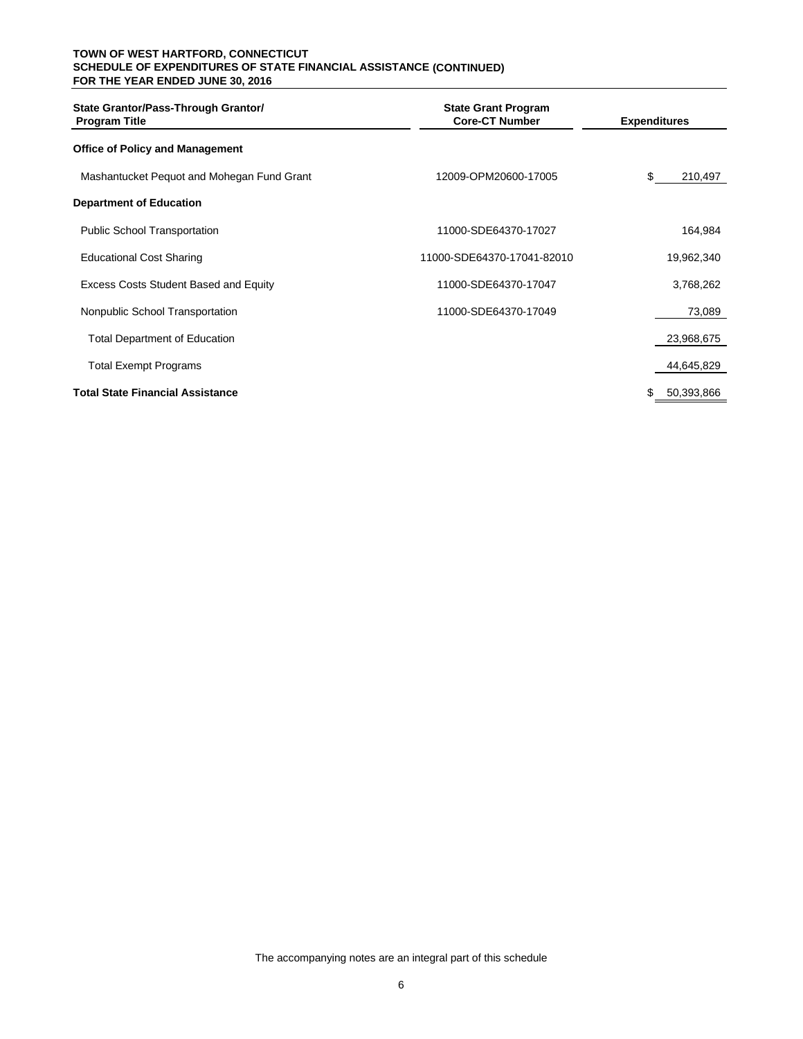**TOWN OF WEST HARTFORD, CONNECTICUT**
**SCHEDULE OF EXPENDITURES OF STATE FINANCIAL ASSISTANCE (CONTINUED)**
**FOR THE YEAR ENDED JUNE 30, 2016**

| State Grantor/Pass-Through Grantor/ Program Title | State Grant Program Core-CT Number | Expenditures |
|---|---|---|
| **Office of Policy and Management** | | |
| Mashantucket Pequot and Mohegan Fund Grant | 12009-OPM20600-17005 | $ 210,497 |
| **Department of Education** | | |
| Public School Transportation | 11000-SDE64370-17027 | 164,984 |
| Educational Cost Sharing | 11000-SDE64370-17041-82010 | 19,962,340 |
| Excess Costs Student Based and Equity | 11000-SDE64370-17047 | 3,768,262 |
| Nonpublic School Transportation | 11000-SDE64370-17049 | 73,089 |
| Total Department of Education | | 23,968,675 |
| Total Exempt Programs | | 44,645,829 |
| **Total State Financial Assistance** | | $ 50,393,866 |

The accompanying notes are an integral part of this schedule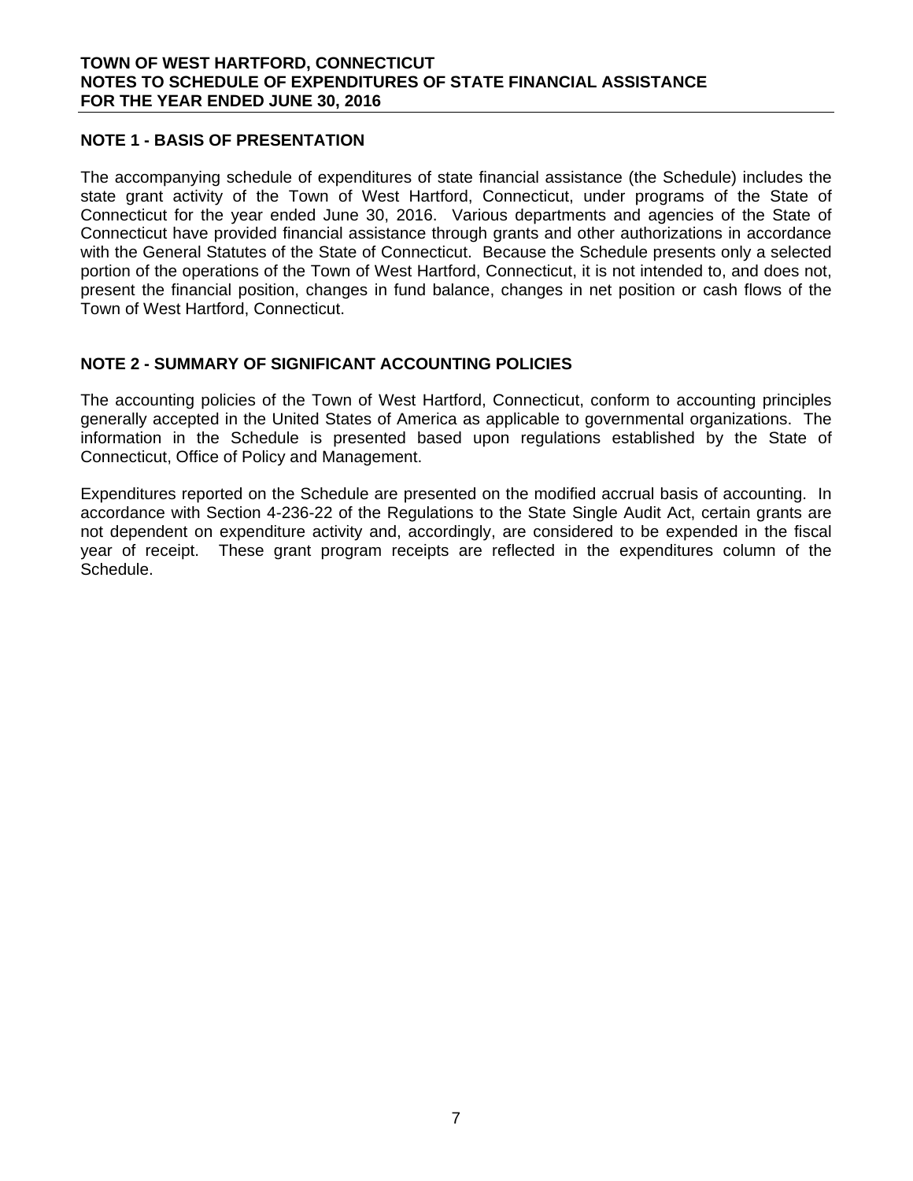**TOWN OF WEST HARTFORD, CONNECTICUT**
**NOTES TO SCHEDULE OF EXPENDITURES OF STATE FINANCIAL ASSISTANCE**
**FOR THE YEAR ENDED JUNE 30, 2016**

## NOTE 1 - BASIS OF PRESENTATION

The accompanying schedule of expenditures of state financial assistance (the Schedule) includes the state grant activity of the Town of West Hartford, Connecticut, under programs of the State of Connecticut for the year ended June 30, 2016. Various departments and agencies of the State of Connecticut have provided financial assistance through grants and other authorizations in accordance with the General Statutes of the State of Connecticut. Because the Schedule presents only a selected portion of the operations of the Town of West Hartford, Connecticut, it is not intended to, and does not, present the financial position, changes in fund balance, changes in net position or cash flows of the Town of West Hartford, Connecticut.

## NOTE 2 - SUMMARY OF SIGNIFICANT ACCOUNTING POLICIES

The accounting policies of the Town of West Hartford, Connecticut, conform to accounting principles generally accepted in the United States of America as applicable to governmental organizations. The information in the Schedule is presented based upon regulations established by the State of Connecticut, Office of Policy and Management.

Expenditures reported on the Schedule are presented on the modified accrual basis of accounting. In accordance with Section 4-236-22 of the Regulations to the State Single Audit Act, certain grants are not dependent on expenditure activity and, accordingly, are considered to be expended in the fiscal year of receipt. These grant program receipts are reflected in the expenditures column of the Schedule.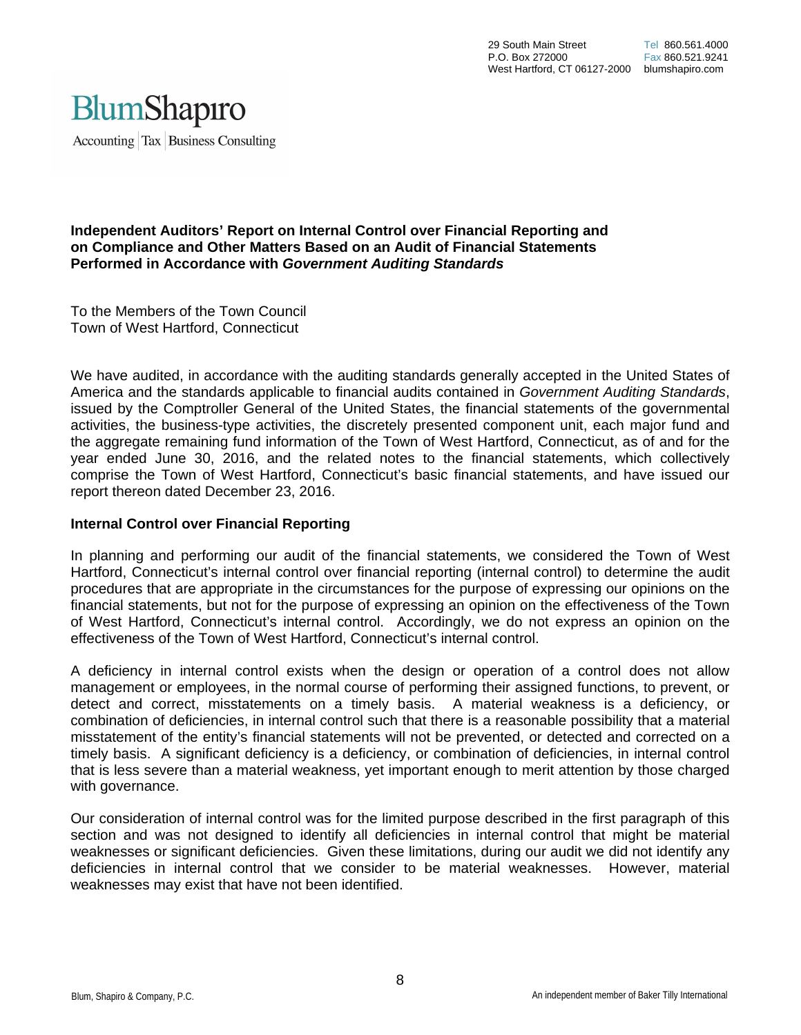29 South Main Street
P.O. Box 272000
West Hartford, CT 06127-2000

Tel 860.561.4000
Fax 860.521.9241
blumshapiro.com

BlumShapiro
Accounting | Tax | Business Consulting

**Independent Auditors' Report on Internal Control over Financial Reporting and on Compliance and Other Matters Based on an Audit of Financial Statements Performed in Accordance with *Government Auditing Standards***

To the Members of the Town Council
Town of West Hartford, Connecticut

We have audited, in accordance with the auditing standards generally accepted in the United States of America and the standards applicable to financial audits contained in *Government Auditing Standards*, issued by the Comptroller General of the United States, the financial statements of the governmental activities, the business-type activities, the discretely presented component unit, each major fund and the aggregate remaining fund information of the Town of West Hartford, Connecticut, as of and for the year ended June 30, 2016, and the related notes to the financial statements, which collectively comprise the Town of West Hartford, Connecticut's basic financial statements, and have issued our report thereon dated December 23, 2016.

**Internal Control over Financial Reporting**

In planning and performing our audit of the financial statements, we considered the Town of West Hartford, Connecticut's internal control over financial reporting (internal control) to determine the audit procedures that are appropriate in the circumstances for the purpose of expressing our opinions on the financial statements, but not for the purpose of expressing an opinion on the effectiveness of the Town of West Hartford, Connecticut's internal control. Accordingly, we do not express an opinion on the effectiveness of the Town of West Hartford, Connecticut's internal control.

A deficiency in internal control exists when the design or operation of a control does not allow management or employees, in the normal course of performing their assigned functions, to prevent, or detect and correct, misstatements on a timely basis. A material weakness is a deficiency, or combination of deficiencies, in internal control such that there is a reasonable possibility that a material misstatement of the entity's financial statements will not be prevented, or detected and corrected on a timely basis. A significant deficiency is a deficiency, or combination of deficiencies, in internal control that is less severe than a material weakness, yet important enough to merit attention by those charged with governance.

Our consideration of internal control was for the limited purpose described in the first paragraph of this section and was not designed to identify all deficiencies in internal control that might be material weaknesses or significant deficiencies. Given these limitations, during our audit we did not identify any deficiencies in internal control that we consider to be material weaknesses. However, material weaknesses may exist that have not been identified.

Blum, Shapiro & Company, P.C.

An independent member of Baker Tilly International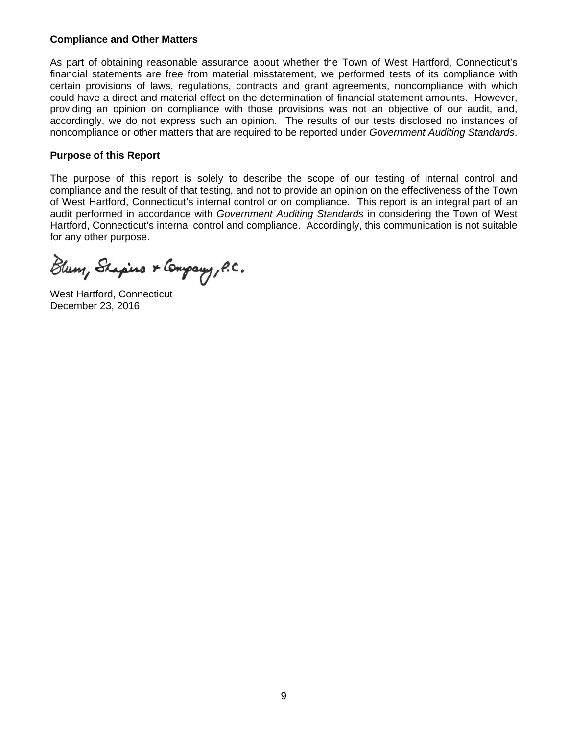## Compliance and Other Matters

As part of obtaining reasonable assurance about whether the Town of West Hartford, Connecticut's financial statements are free from material misstatement, we performed tests of its compliance with certain provisions of laws, regulations, contracts and grant agreements, noncompliance with which could have a direct and material effect on the determination of financial statement amounts. However, providing an opinion on compliance with those provisions was not an objective of our audit, and, accordingly, we do not express such an opinion. The results of our tests disclosed no instances of noncompliance or other matters that are required to be reported under *Government Auditing Standards*.

## Purpose of this Report

The purpose of this report is solely to describe the scope of our testing of internal control and compliance and the result of that testing, and not to provide an opinion on the effectiveness of the Town of West Hartford, Connecticut's internal control or on compliance. This report is an integral part of an audit performed in accordance with *Government Auditing Standards* in considering the Town of West Hartford, Connecticut's internal control and compliance. Accordingly, this communication is not suitable for any other purpose.

Blum, Shapiro & Company, P.C.

West Hartford, Connecticut
December 23, 2016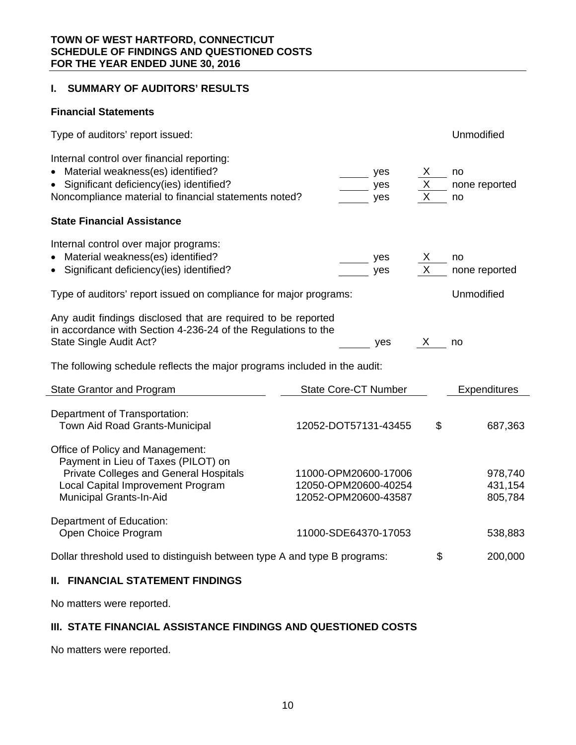**TOWN OF WEST HARTFORD, CONNECTICUT**
**SCHEDULE OF FINDINGS AND QUESTIONED COSTS**
**FOR THE YEAR ENDED JUNE 30, 2016**

## I. SUMMARY OF AUDITORS' RESULTS

### Financial Statements

Type of auditors' report issued: Unmodified

Internal control over financial reporting:

- Material weakness(es) identified? ______ yes __X__ no
- Significant deficiency(ies) identified? ______ yes __X__ none reported

Noncompliance material to financial statements noted? ______ yes __X__ no

### State Financial Assistance

Internal control over major programs:

- Material weakness(es) identified? ______ yes __X__ no
- Significant deficiency(ies) identified? ______ yes __X__ none reported

Type of auditors' report issued on compliance for major programs: Unmodified

Any audit findings disclosed that are required to be reported in accordance with Section 4-236-24 of the Regulations to the State Single Audit Act? ______ yes __X__ no

The following schedule reflects the major programs included in the audit:

| State Grantor and Program | State Core-CT Number | Expenditures |
|---|---|---|
| Department of Transportation: | | |
| Town Aid Road Grants-Municipal | 12052-DOT57131-43455 | $ 687,363 |
| Office of Policy and Management: | | |
| Payment in Lieu of Taxes (PILOT) on Private Colleges and General Hospitals | 11000-OPM20600-17006 | 978,740 |
| Local Capital Improvement Program | 12050-OPM20600-40254 | 431,154 |
| Municipal Grants-In-Aid | 12052-OPM20600-43587 | 805,784 |
| Department of Education: | | |
| Open Choice Program | 11000-SDE64370-17053 | 538,883 |

Dollar threshold used to distinguish between type A and type B programs: $ 200,000

## II. FINANCIAL STATEMENT FINDINGS

No matters were reported.

## III. STATE FINANCIAL ASSISTANCE FINDINGS AND QUESTIONED COSTS

No matters were reported.